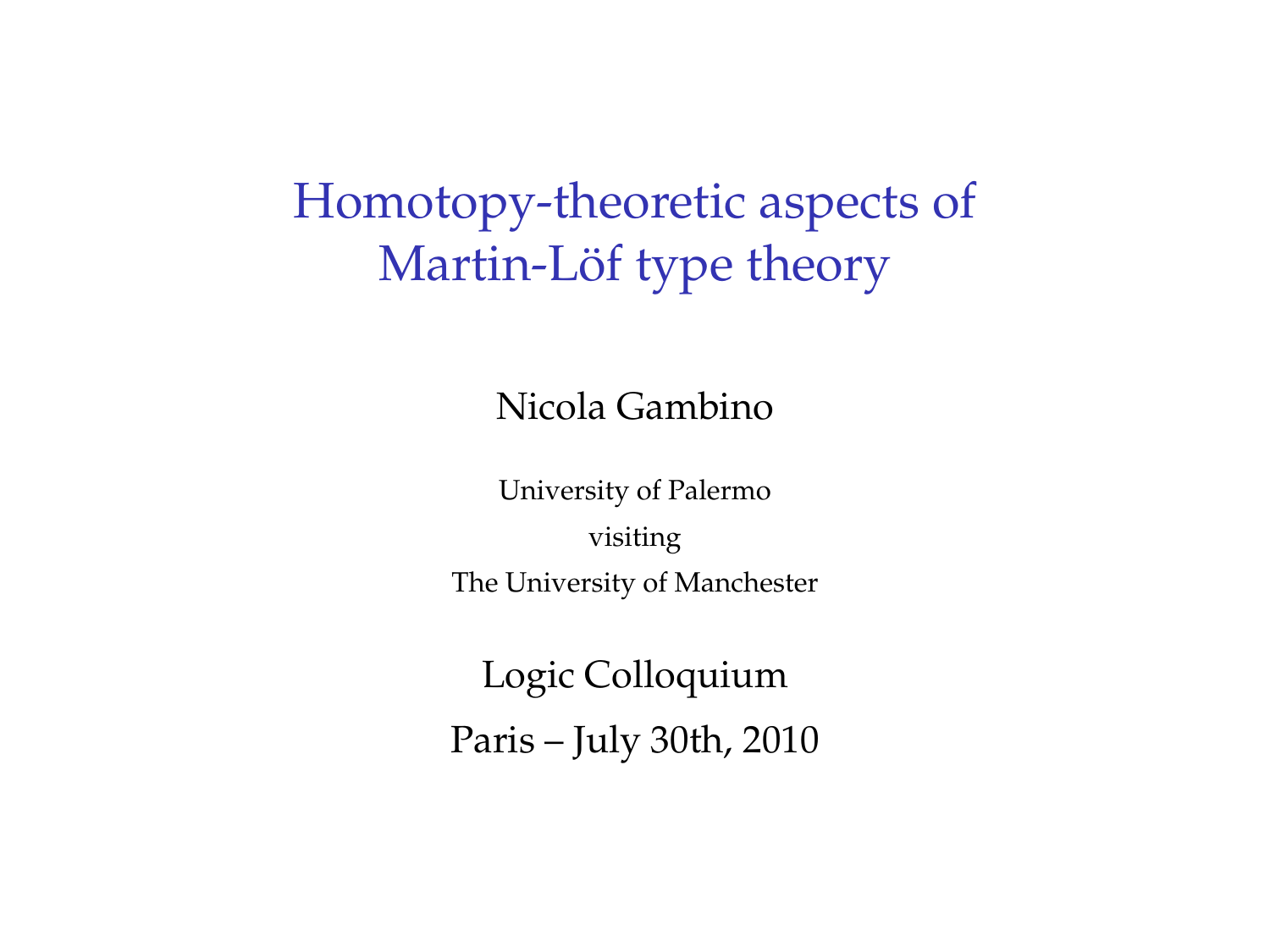# Homotopy-theoretic aspects of Martin-Löf type theory

Nicola Gambino

University of Palermo

visiting

The University of Manchester

Logic Colloquium

Paris – July 30th, 2010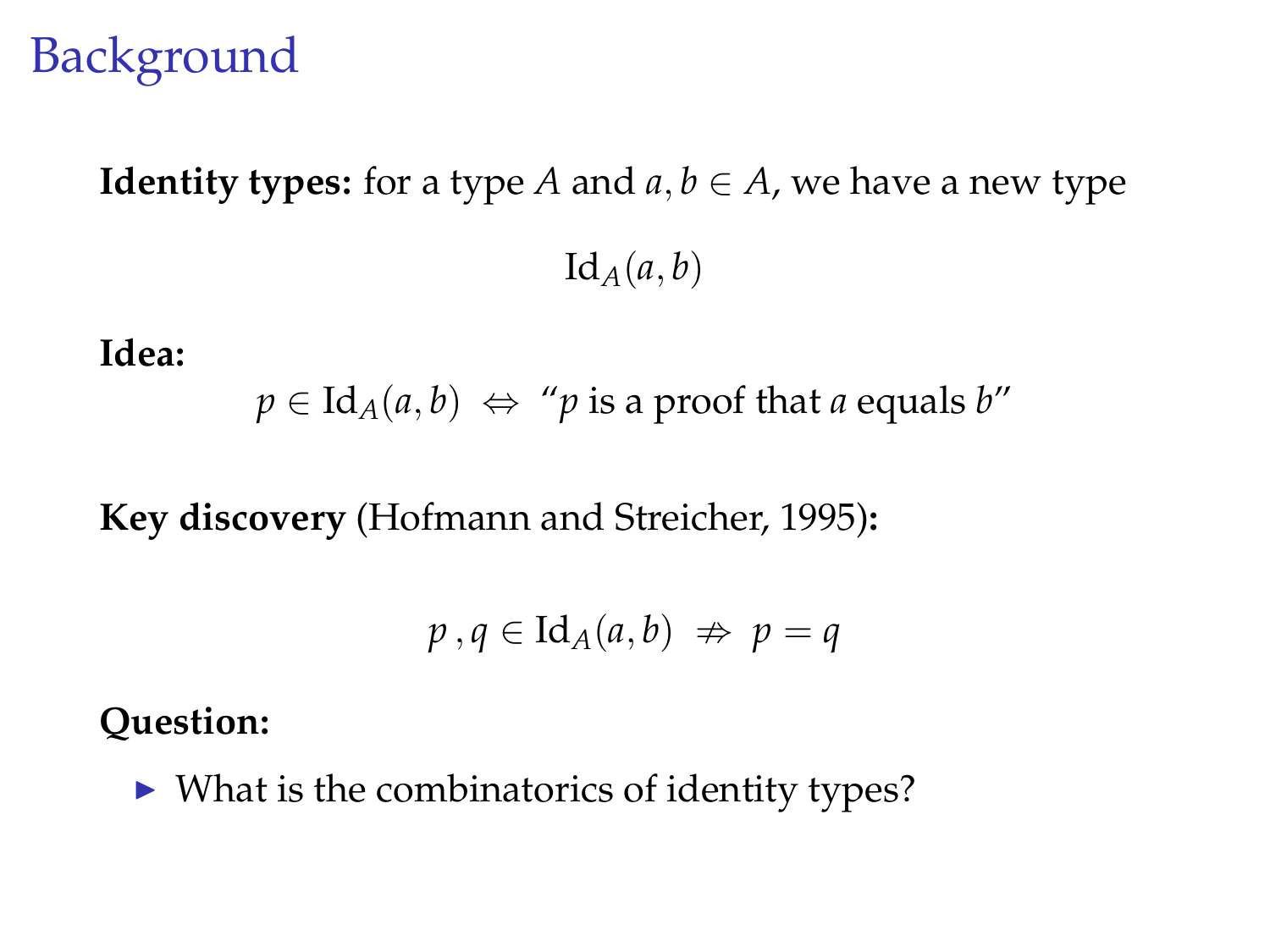# Background

**Identity types:** for a type $A$ and $a, b \in A$, we have a new type

$$\mathrm{Id}_A(a, b)$$

**Idea:**

$$p \in \mathrm{Id}_A(a, b) \;\Leftrightarrow\; \text{“}p \text{ is a proof that } a \text{ equals } b\text{”}$$

**Key discovery** (Hofmann and Streicher, 1995)**:**

$$p\,, q \in \mathrm{Id}_A(a, b) \;\not\Rightarrow\; p = q$$

**Question:**

- What is the combinatorics of identity types?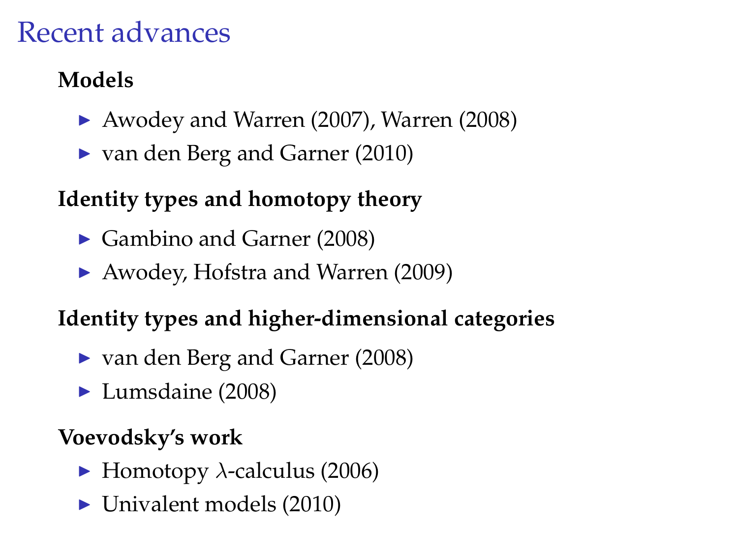# Recent advances

**Models**

- Awodey and Warren (2007), Warren (2008)
- van den Berg and Garner (2010)

**Identity types and homotopy theory**

- Gambino and Garner (2008)
- Awodey, Hofstra and Warren (2009)

**Identity types and higher-dimensional categories**

- van den Berg and Garner (2008)
- Lumsdaine (2008)

**Voevodsky's work**

- Homotopy $\lambda$-calculus (2006)
- Univalent models (2010)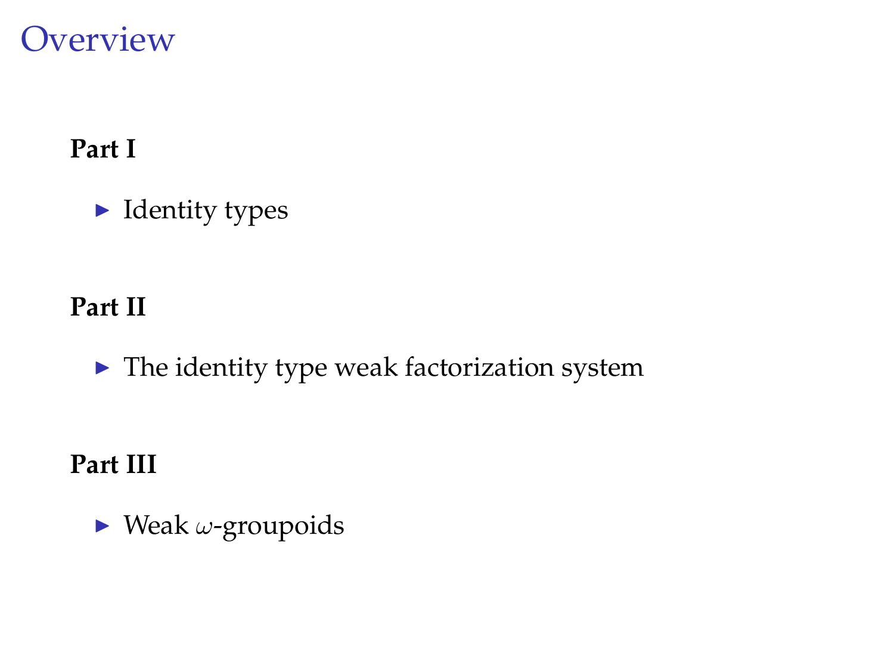# Overview

**Part I**

- Identity types

**Part II**

- The identity type weak factorization system

**Part III**

- Weak $\omega$-groupoids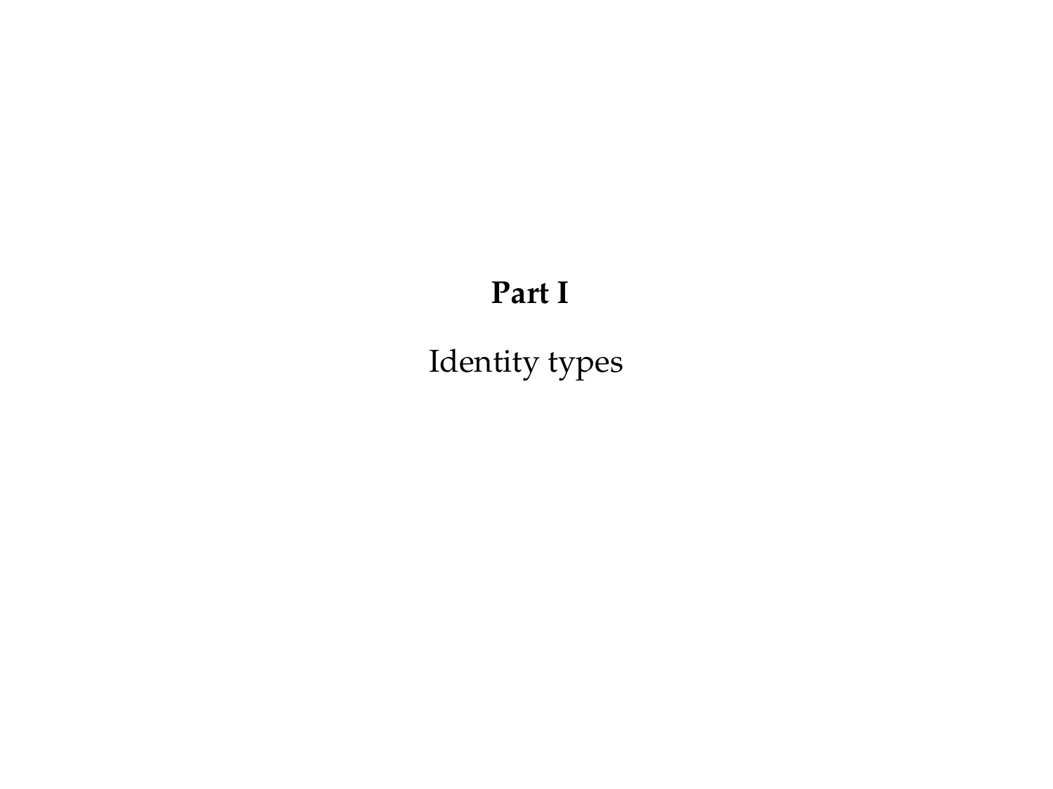# Part I

Identity types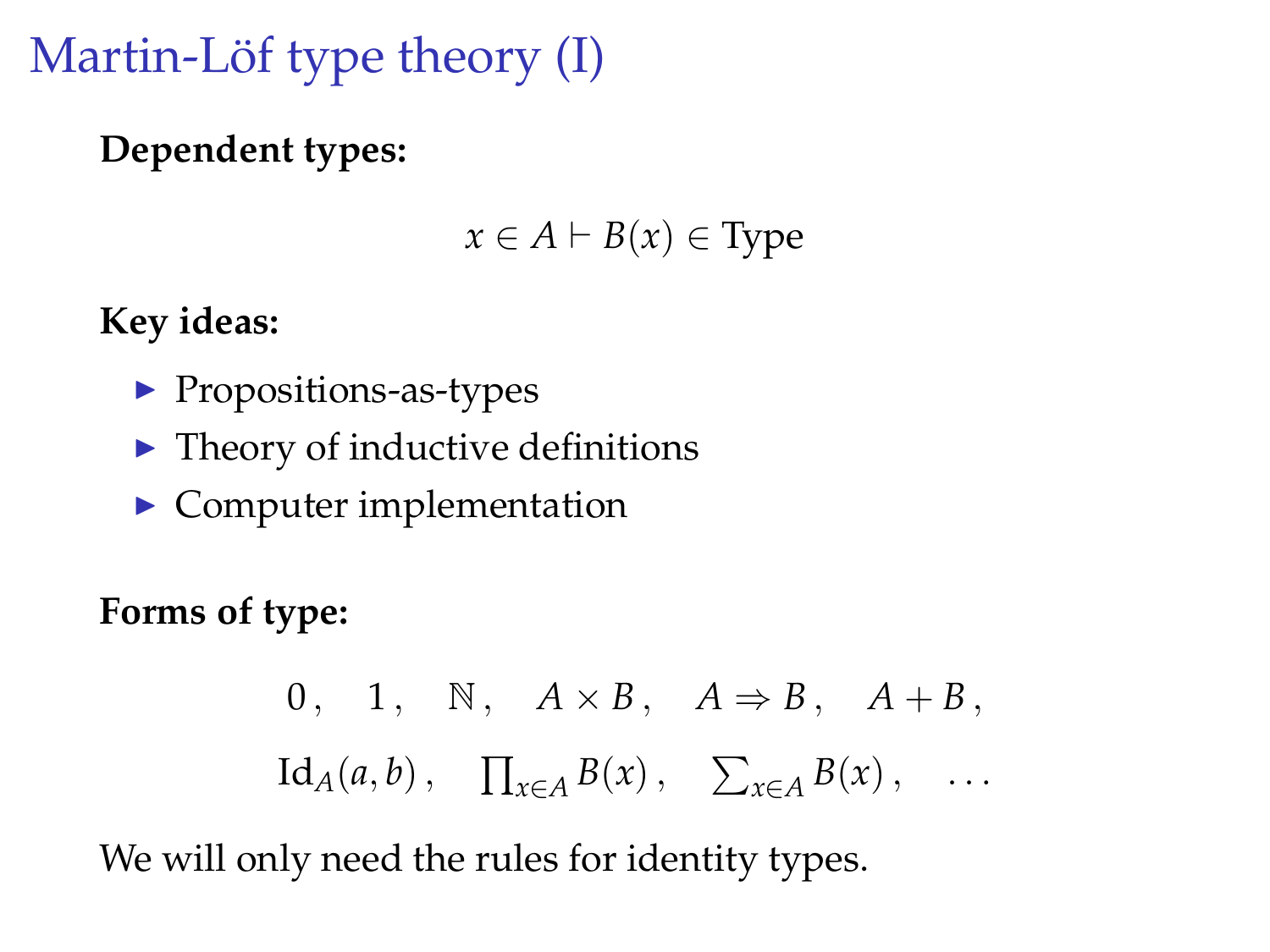# Martin-Löf type theory (I)

**Dependent types:**

$$x \in A \vdash B(x) \in \text{Type}$$

**Key ideas:**

- Propositions-as-types
- Theory of inductive definitions
- Computer implementation

**Forms of type:**

$$0\,, \quad 1\,, \quad \mathbb{N}\,, \quad A \times B\,, \quad A \Rightarrow B\,, \quad A + B\,,$$
$$\mathrm{Id}_A(a, b)\,, \quad \prod_{x \in A} B(x)\,, \quad \sum_{x \in A} B(x)\,, \quad \ldots$$

We will only need the rules for identity types.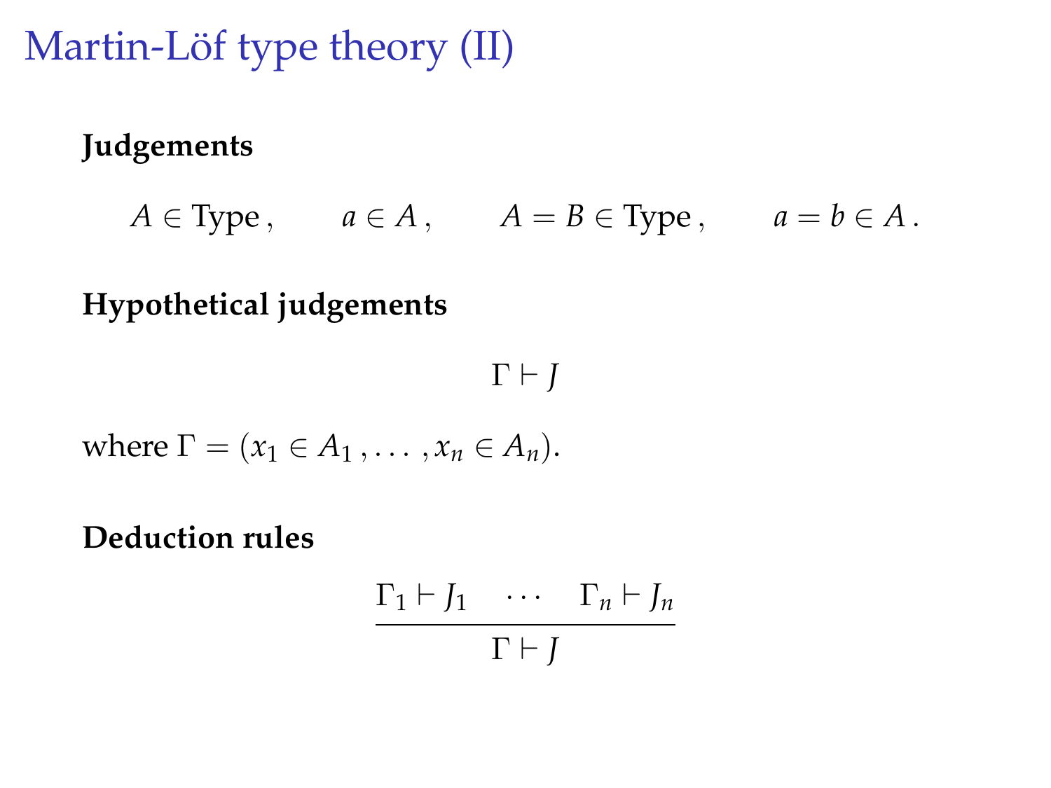# Martin-Löf type theory (II)

**Judgements**

$$A \in \text{Type}\,, \qquad a \in A\,, \qquad A = B \in \text{Type}\,, \qquad a = b \in A\,.$$

**Hypothetical judgements**

$$\Gamma \vdash J$$

where $\Gamma = (x_1 \in A_1\,, \ldots\,, x_n \in A_n)$.

**Deduction rules**

$$\frac{\Gamma_1 \vdash J_1 \quad \cdots \quad \Gamma_n \vdash J_n}{\Gamma \vdash J}$$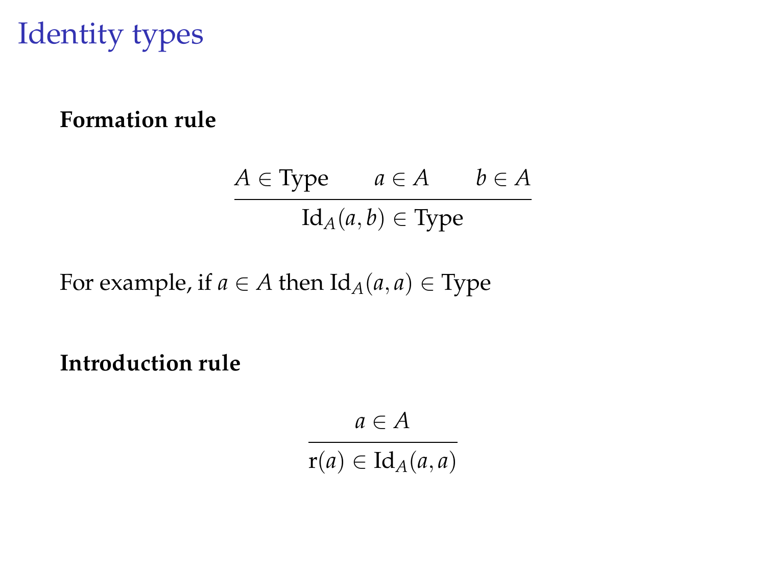# Identity types

**Formation rule**

$$\frac{A \in \mathrm{Type} \qquad a \in A \qquad b \in A}{\mathrm{Id}_A(a, b) \in \mathrm{Type}}$$

For example, if $a \in A$ then $\mathrm{Id}_A(a, a) \in \mathrm{Type}$

**Introduction rule**

$$\frac{a \in A}{\mathrm{r}(a) \in \mathrm{Id}_A(a, a)}$$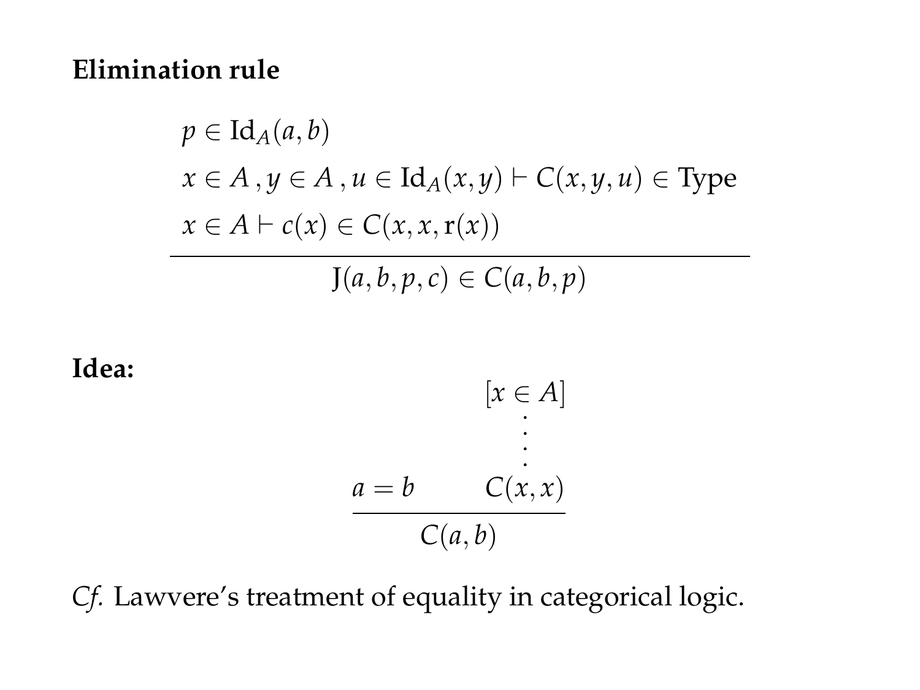**Elimination rule**

$$
\frac{
\begin{array}{l}
p \in \mathrm{Id}_A(a, b) \\
x \in A \,, y \in A \,, u \in \mathrm{Id}_A(x, y) \vdash C(x, y, u) \in \mathrm{Type} \\
x \in A \vdash c(x) \in C(x, x, \mathrm{r}(x))
\end{array}
}{
\mathrm{J}(a, b, p, c) \in C(a, b, p)
}
$$

**Idea:**

$$
\frac{a = b \qquad \begin{array}{c} [x \in A] \\ \vdots \\ C(x, x) \end{array}}{C(a, b)}
$$

*Cf.* Lawvere's treatment of equality in categorical logic.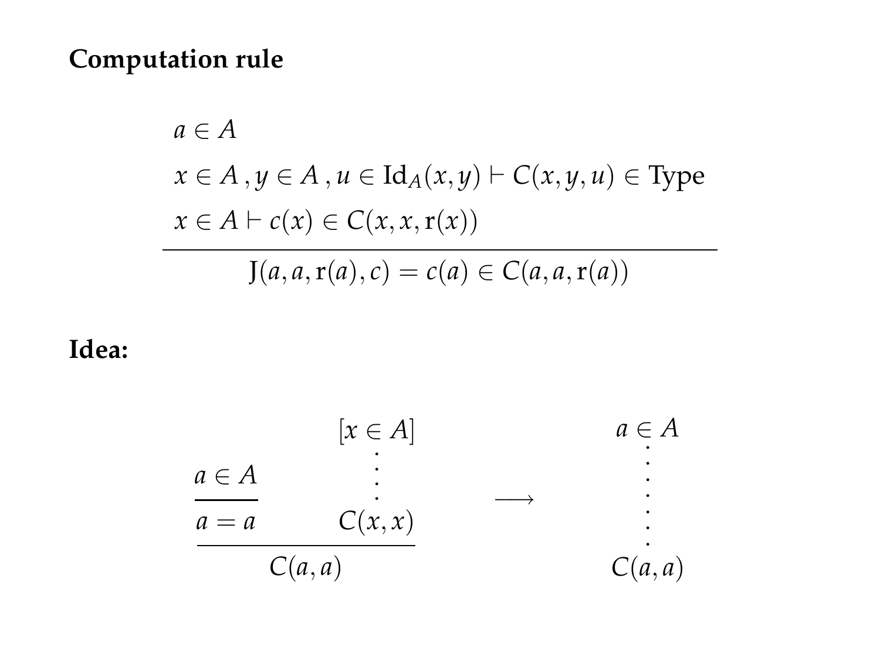**Computation rule**

$$
\frac{\begin{array}{l} a \in A \\ x \in A\,, y \in A\,, u \in \mathrm{Id}_A(x,y) \vdash C(x,y,u) \in \mathrm{Type} \\ x \in A \vdash c(x) \in C(x,x,\mathrm{r}(x)) \end{array}}{\mathrm{J}(a,a,\mathrm{r}(a),c) = c(a) \in C(a,a,\mathrm{r}(a))}
$$

**Idea:**

$$
\dfrac{\dfrac{a \in A}{a = a} \qquad \begin{array}{c} [x \in A] \\ \vdots \\ C(x,x) \end{array}}{C(a,a)} \qquad \longrightarrow \qquad \begin{array}{c} a \in A \\ \vdots \\ C(a,a) \end{array}
$$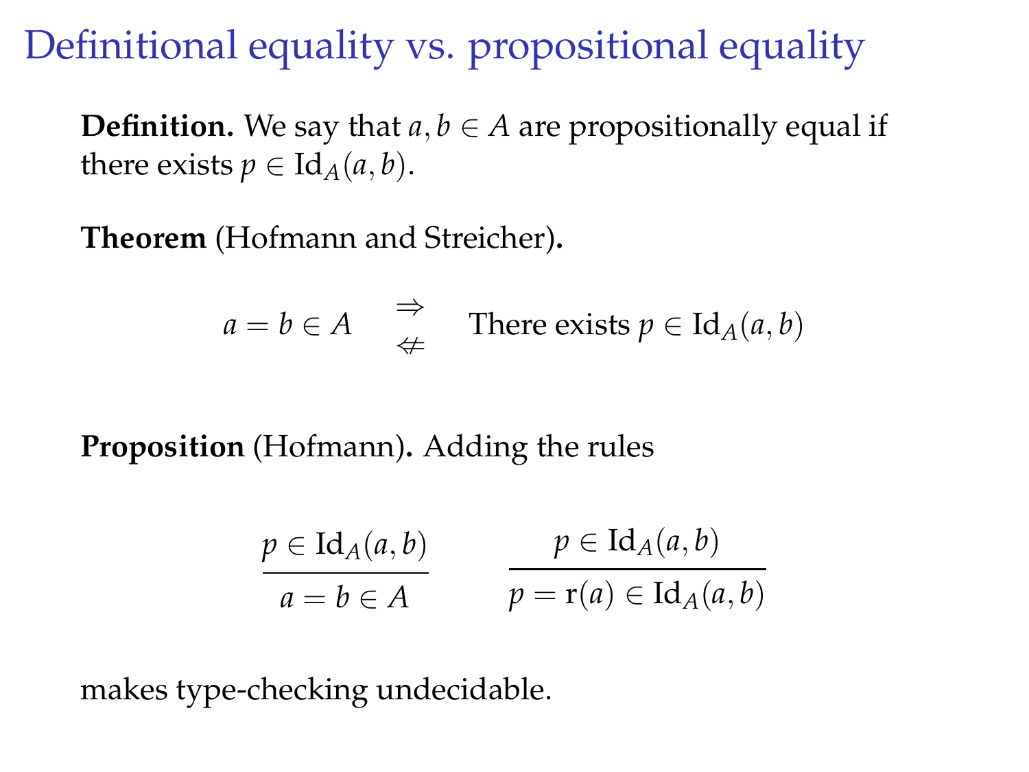# Definitional equality vs. propositional equality

**Definition.** We say that $a, b \in A$ are propositionally equal if there exists $p \in \mathrm{Id}_A(a, b)$.

**Theorem** (Hofmann and Streicher)**.**

$$a = b \in A \quad \overset{\Rightarrow}{\not\Leftarrow} \quad \text{There exists } p \in \mathrm{Id}_A(a, b)$$

**Proposition** (Hofmann)**.** Adding the rules

$$\frac{p \in \mathrm{Id}_A(a, b)}{a = b \in A} \qquad \frac{p \in \mathrm{Id}_A(a, b)}{p = \mathrm{r}(a) \in \mathrm{Id}_A(a, b)}$$

makes type-checking undecidable.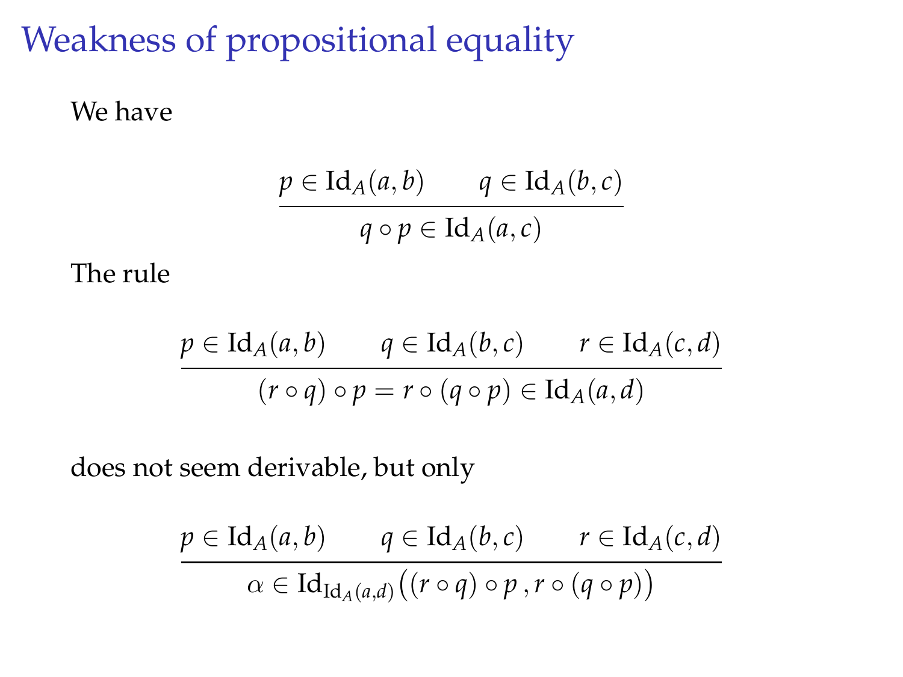# Weakness of propositional equality

We have

$$\frac{p \in \mathrm{Id}_A(a,b) \qquad q \in \mathrm{Id}_A(b,c)}{q \circ p \in \mathrm{Id}_A(a,c)}$$

The rule

$$\frac{p \in \mathrm{Id}_A(a,b) \qquad q \in \mathrm{Id}_A(b,c) \qquad r \in \mathrm{Id}_A(c,d)}{(r \circ q) \circ p = r \circ (q \circ p) \in \mathrm{Id}_A(a,d)}$$

does not seem derivable, but only

$$\frac{p \in \mathrm{Id}_A(a,b) \qquad q \in \mathrm{Id}_A(b,c) \qquad r \in \mathrm{Id}_A(c,d)}{\alpha \in \mathrm{Id}_{\mathrm{Id}_A(a,d)}\big((r \circ q) \circ p \,, r \circ (q \circ p)\big)}$$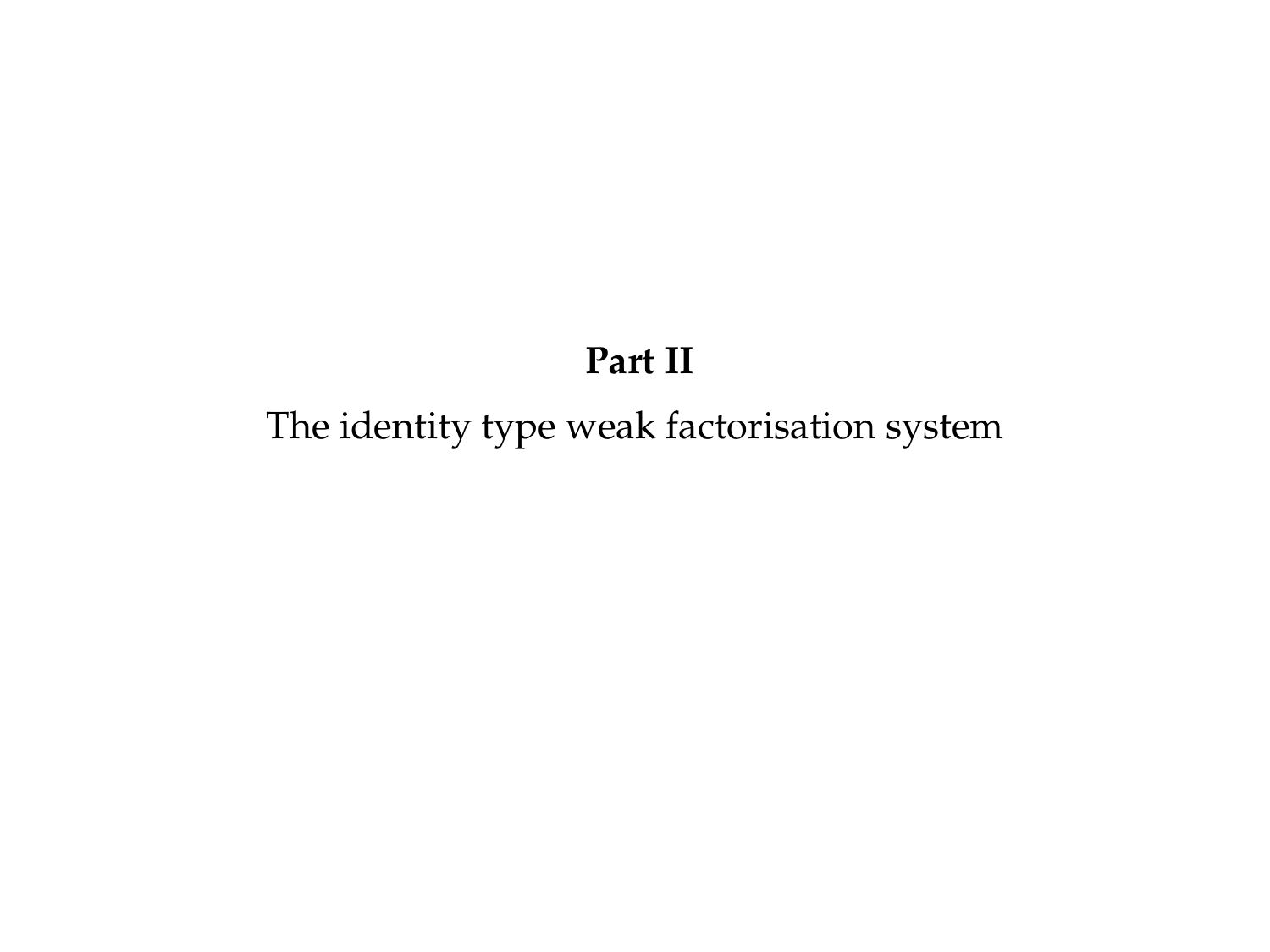# Part II

The identity type weak factorisation system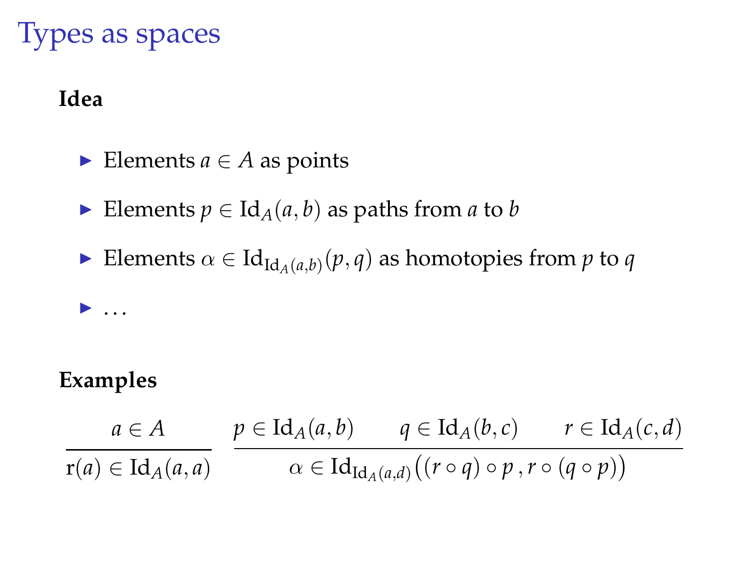# Types as spaces

**Idea**

- Elements $a \in A$ as points
- Elements $p \in \mathrm{Id}_A(a, b)$ as paths from $a$ to $b$
- Elements $\alpha \in \mathrm{Id}_{\mathrm{Id}_A(a,b)}(p, q)$ as homotopies from $p$ to $q$
- $\ldots$

**Examples**

$$\frac{a \in A}{\mathrm{r}(a) \in \mathrm{Id}_A(a, a)} \qquad \frac{p \in \mathrm{Id}_A(a, b) \qquad q \in \mathrm{Id}_A(b, c) \qquad r \in \mathrm{Id}_A(c, d)}{\alpha \in \mathrm{Id}_{\mathrm{Id}_A(a,d)}\big((r \circ q) \circ p \,, r \circ (q \circ p)\big)}$$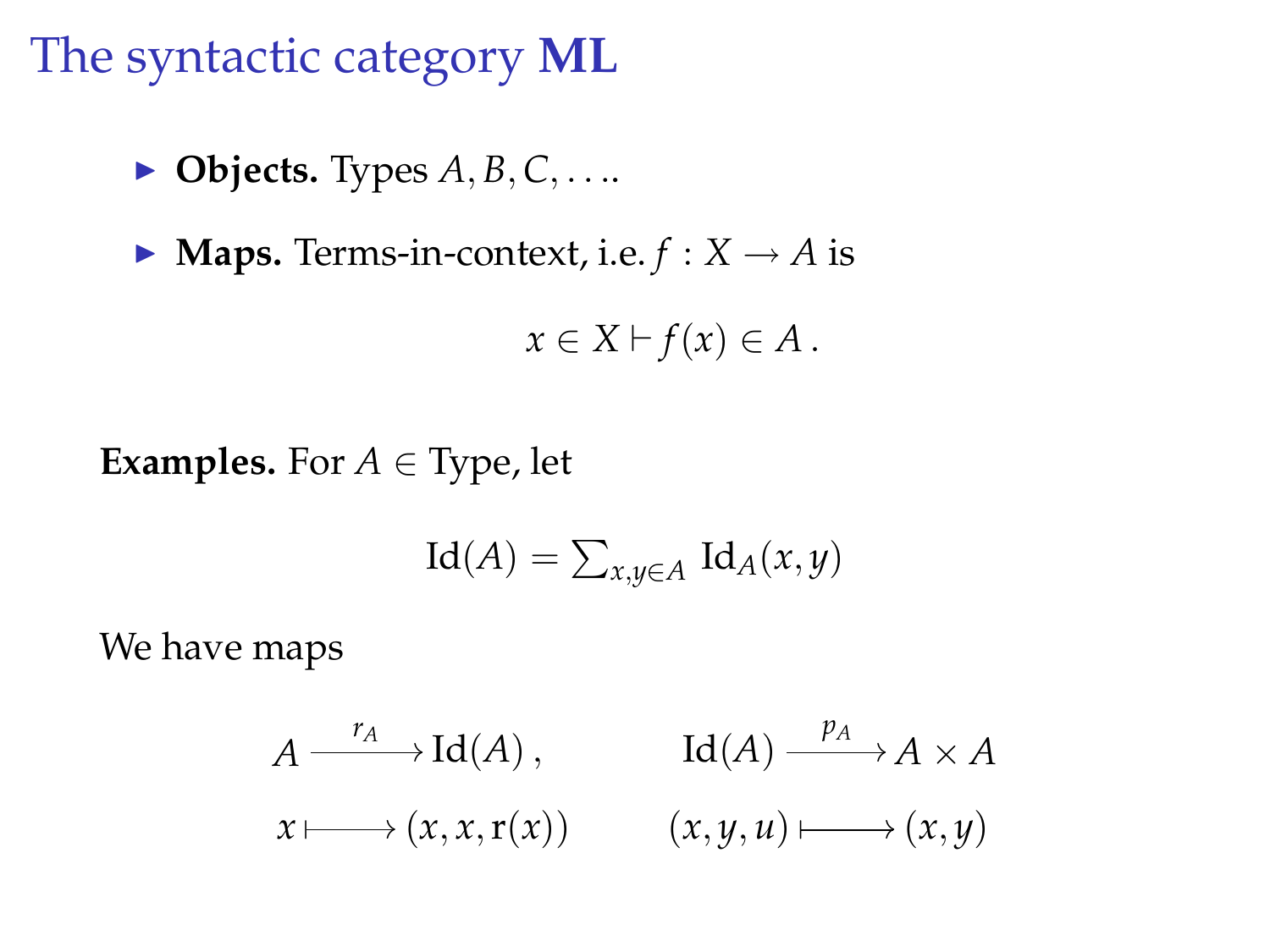# The syntactic category **ML**

- **Objects.** Types $A, B, C, \ldots$.
- **Maps.** Terms-in-context, i.e. $f : X \to A$ is

$$x \in X \vdash f(x) \in A \,.$$

**Examples.** For $A \in \text{Type}$, let

$$\text{Id}(A) = \textstyle\sum_{x,y \in A} \text{Id}_A(x,y)$$

We have maps

$$\begin{array}{ccc} A \xrightarrow{\;r_A\;} \text{Id}(A)\,, & \qquad & \text{Id}(A) \xrightarrow{\;p_A\;} A \times A \\ x \longmapsto (x, x, \mathrm{r}(x)) & \qquad & (x, y, u) \longmapsto (x, y) \end{array}$$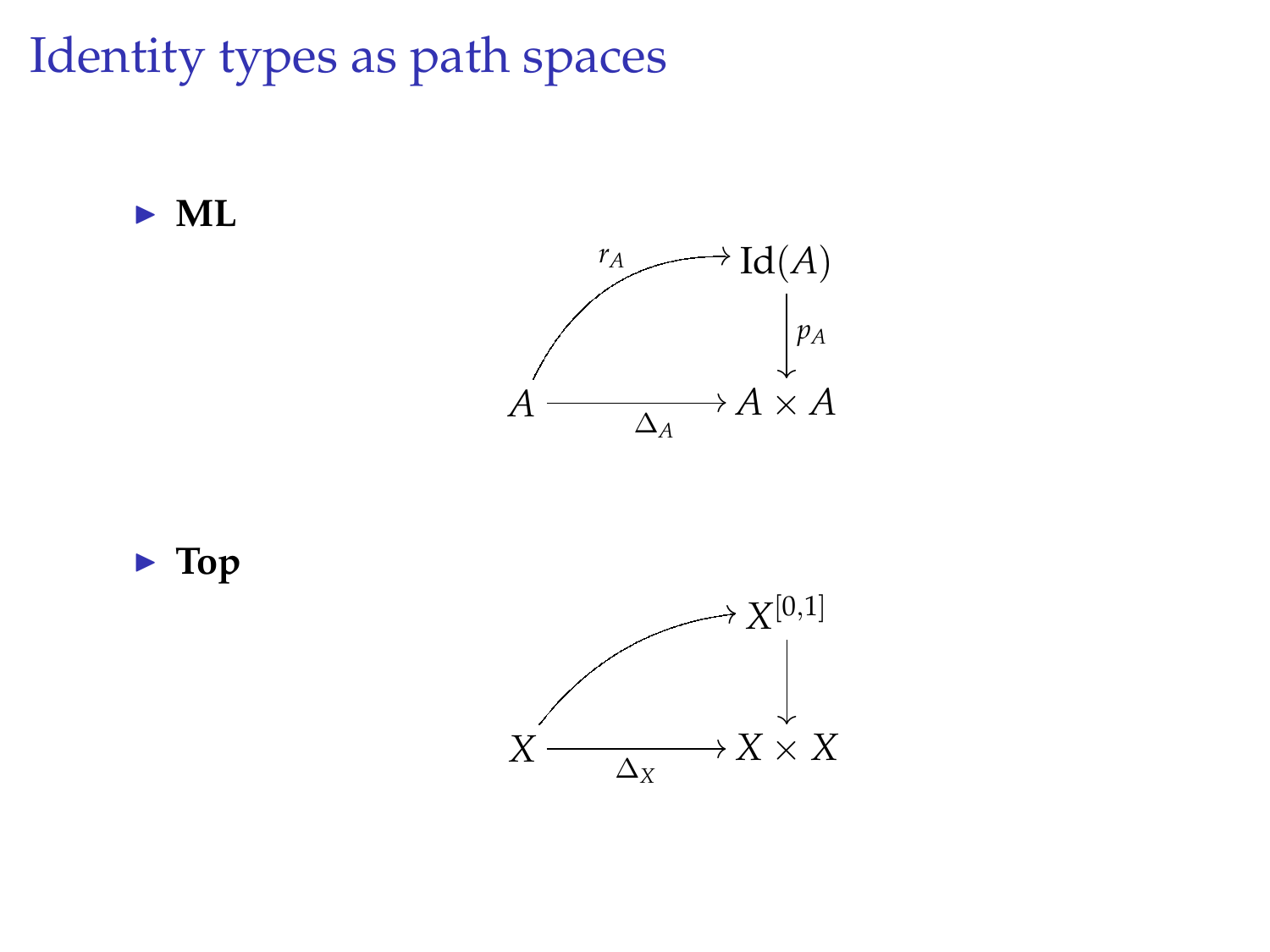# Identity types as path spaces

- **ML**

$$
\begin{array}{ccc}
 & & \mathrm{Id}(A) \\
 & \overset{r_A}{\nearrow} & \downarrow{\scriptstyle p_A} \\
A & \xrightarrow{\Delta_A} & A \times A
\end{array}
$$

- **Top**

$$
\begin{array}{ccc}
 & & X^{[0,1]} \\
 & \nearrow & \downarrow \\
X & \xrightarrow{\Delta_X} & X \times X
\end{array}
$$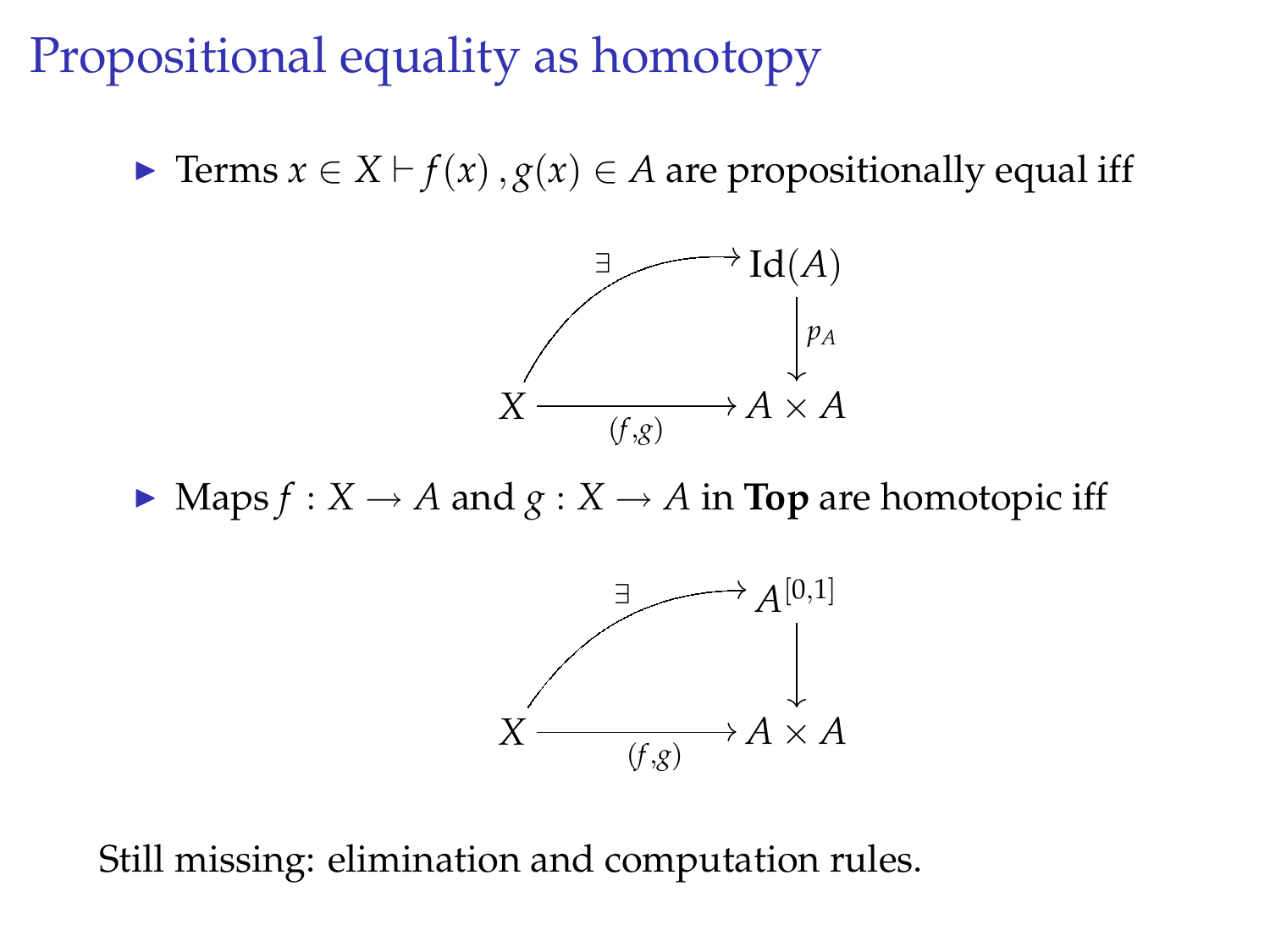# Propositional equality as homotopy

- Terms $x \in X \vdash f(x), g(x) \in A$ are propositionally equal iff

$$
\begin{array}{ccc}
 & \overset{\exists}{\nearrow} & \mathrm{Id}(A) \\
 & & \downarrow{\scriptstyle p_A} \\
X & \xrightarrow[(f,g)]{} & A \times A
\end{array}
$$

- Maps $f : X \to A$ and $g : X \to A$ in **Top** are homotopic iff

$$
\begin{array}{ccc}
 & \overset{\exists}{\nearrow} & A^{[0,1]} \\
 & & \downarrow \\
X & \xrightarrow[(f,g)]{} & A \times A
\end{array}
$$

Still missing: elimination and computation rules.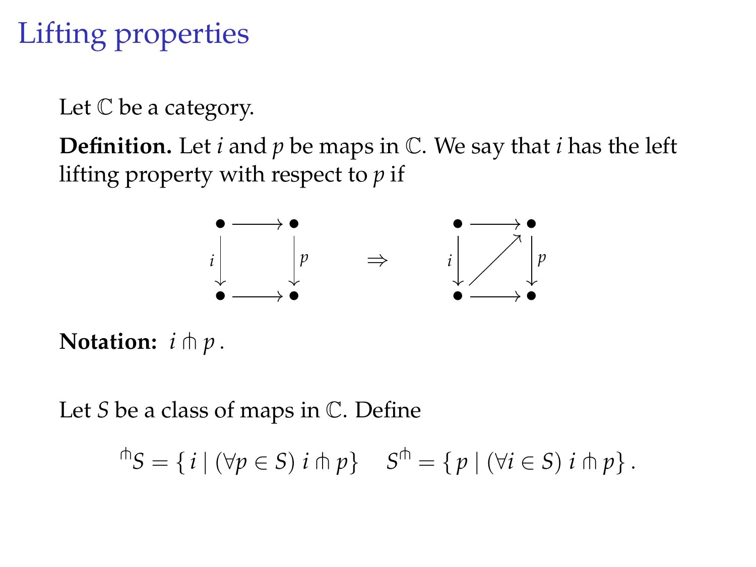# Lifting properties

Let $\mathbb{C}$ be a category.

**Definition.** Let $i$ and $p$ be maps in $\mathbb{C}$. We say that $i$ has the left lifting property with respect to $p$ if

$$
\begin{array}{ccc}
\bullet & \longrightarrow & \bullet \\
{\scriptstyle i}\downarrow & & \downarrow{\scriptstyle p} \\
\bullet & \longrightarrow & \bullet
\end{array}
\qquad \Rightarrow \qquad
\begin{array}{ccc}
\bullet & \longrightarrow & \bullet \\
{\scriptstyle i}\downarrow & \nearrow & \downarrow{\scriptstyle p} \\
\bullet & \longrightarrow & \bullet
\end{array}
$$

**Notation:** $i \pitchfork p$ .

Let $S$ be a class of maps in $\mathbb{C}$. Define

$$
{}^{\pitchfork}S = \{\, i \mid (\forall p \in S)\ i \pitchfork p \} \qquad S^{\pitchfork} = \{\, p \mid (\forall i \in S)\ i \pitchfork p \} \,.
$$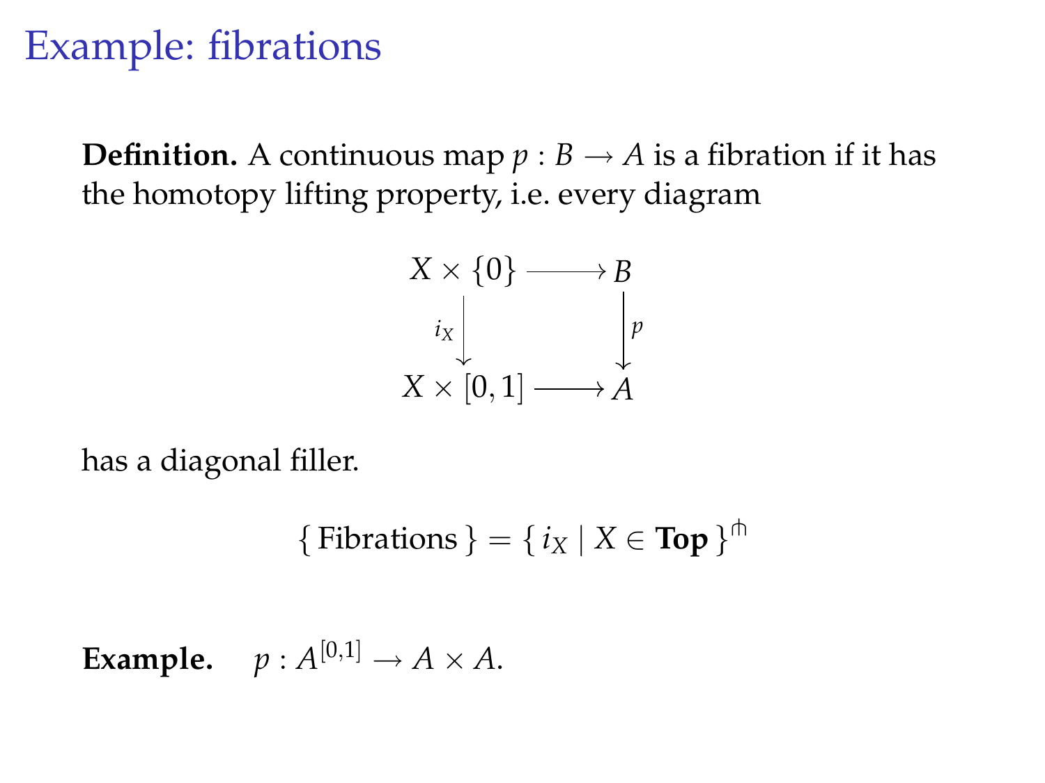# Example: fibrations

**Definition.** A continuous map $p : B \to A$ is a fibration if it has the homotopy lifting property, i.e. every diagram

$$
\begin{array}{ccc}
X \times \{0\} & \longrightarrow & B \\
{\scriptstyle i_X} \big\downarrow & & \big\downarrow {\scriptstyle p} \\
X \times [0,1] & \longrightarrow & A
\end{array}
$$

has a diagonal filler.

$$\{ \text{Fibrations} \} = \{ i_X \mid X \in \mathbf{Top} \}^{\pitchfork}$$

**Example.** $p : A^{[0,1]} \to A \times A.$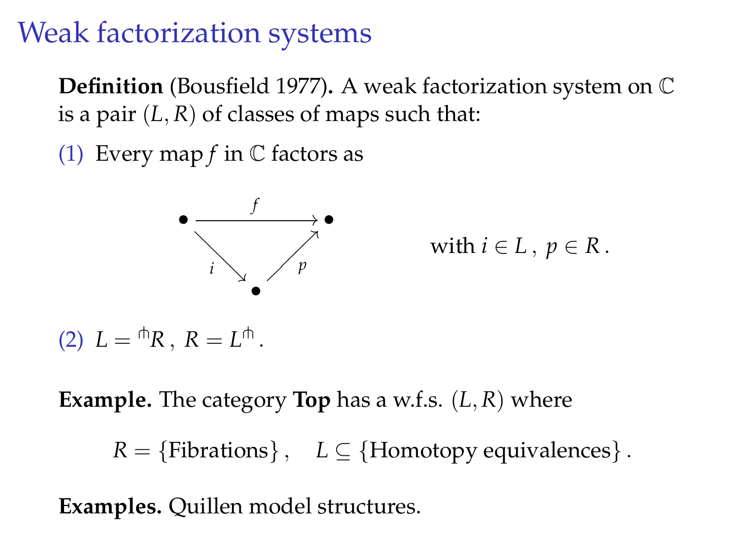# Weak factorization systems

**Definition** (Bousfield 1977)**.** A weak factorization system on $\mathbb{C}$ is a pair $(L, R)$ of classes of maps such that:

(1) Every map $f$ in $\mathbb{C}$ factors as

$$\begin{array}{ccc} \bullet & \xrightarrow{\quad f \quad} & \bullet \\ & {\scriptstyle i}\searrow \quad \nearrow{\scriptstyle p} & \\ & \bullet & \end{array} \qquad \text{with } i \in L\,,\ p \in R\,.$$

(2) $L = {}^{\pitchfork}R\,,\ R = L^{\pitchfork}\,.$

**Example.** The category **Top** has a w.f.s. $(L, R)$ where

$$R = \{\text{Fibrations}\}\,, \quad L \subseteq \{\text{Homotopy equivalences}\}\,.$$

**Examples.** Quillen model structures.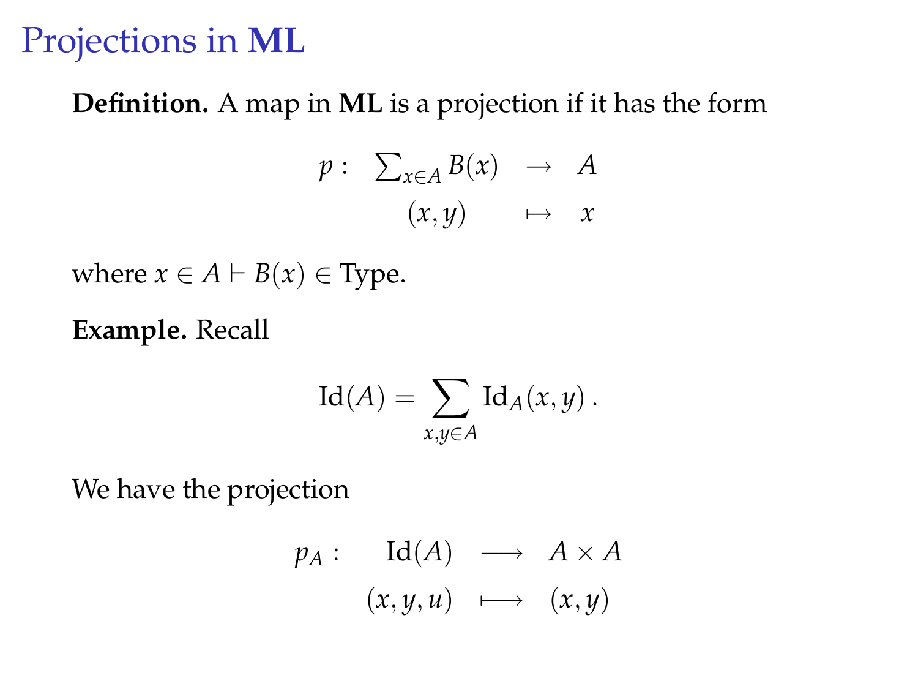# Projections in **ML**

**Definition.** A map in **ML** is a projection if it has the form

$$
\begin{array}{cccc}
p : & \sum_{x \in A} B(x) & \rightarrow & A \\
 & (x, y) & \mapsto & x
\end{array}
$$

where $x \in A \vdash B(x) \in \mathrm{Type}$.

**Example.** Recall

$$
\mathrm{Id}(A) = \sum_{x, y \in A} \mathrm{Id}_A(x, y)\,.
$$

We have the projection

$$
\begin{array}{cccc}
p_A : & \mathrm{Id}(A) & \longrightarrow & A \times A \\
 & (x, y, u) & \longmapsto & (x, y)
\end{array}
$$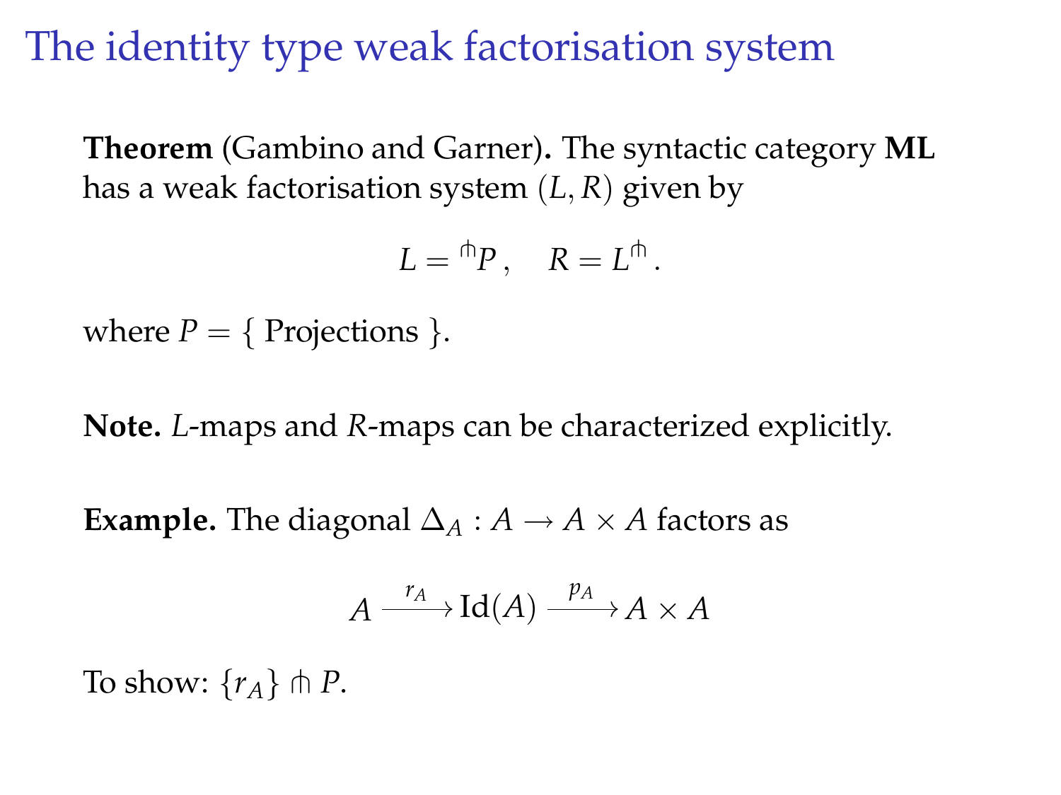# The identity type weak factorisation system

**Theorem** (Gambino and Garner)**.** The syntactic category **ML** has a weak factorisation system $(L, R)$ given by

$$L = {}^{\pitchfork}P \,, \quad R = L^{\pitchfork} \,.$$

where $P = \{$ Projections $\}$.

**Note.** $L$-maps and $R$-maps can be characterized explicitly.

**Example.** The diagonal $\Delta_A : A \to A \times A$ factors as

$$A \xrightarrow{r_A} \mathrm{Id}(A) \xrightarrow{p_A} A \times A$$

To show: $\{r_A\} \pitchfork P$.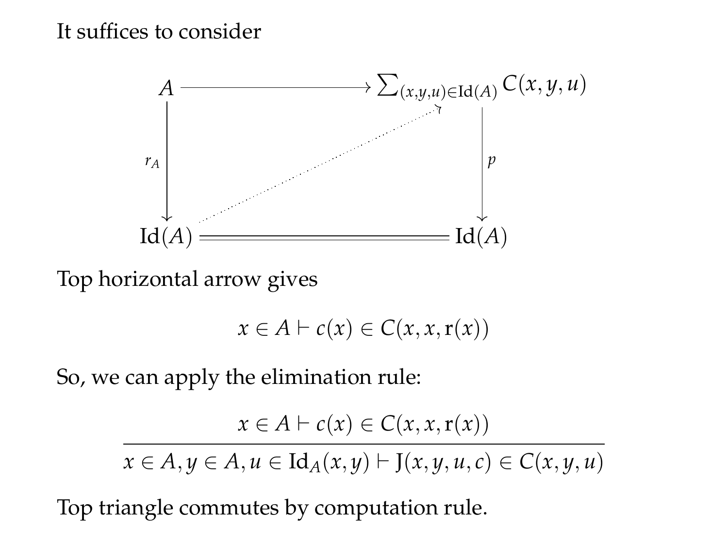It suffices to consider

$$
\begin{array}{ccc}
A & \longrightarrow & \sum_{(x,y,u)\in \mathrm{Id}(A)} \mathrm{C}(x,y,u) \\
{\scriptstyle r_A}\downarrow & \nearrow & \downarrow{\scriptstyle p} \\
\mathrm{Id}(A) & = & \mathrm{Id}(A)
\end{array}
$$

Top horizontal arrow gives

$$
x \in A \vdash c(x) \in \mathrm{C}(x, x, \mathrm{r}(x))
$$

So, we can apply the elimination rule:

$$
\frac{x \in A \vdash c(x) \in \mathrm{C}(x, x, \mathrm{r}(x))}{x \in A, y \in A, u \in \mathrm{Id}_A(x, y) \vdash \mathrm{J}(x, y, u, c) \in \mathrm{C}(x, y, u)}
$$

Top triangle commutes by computation rule.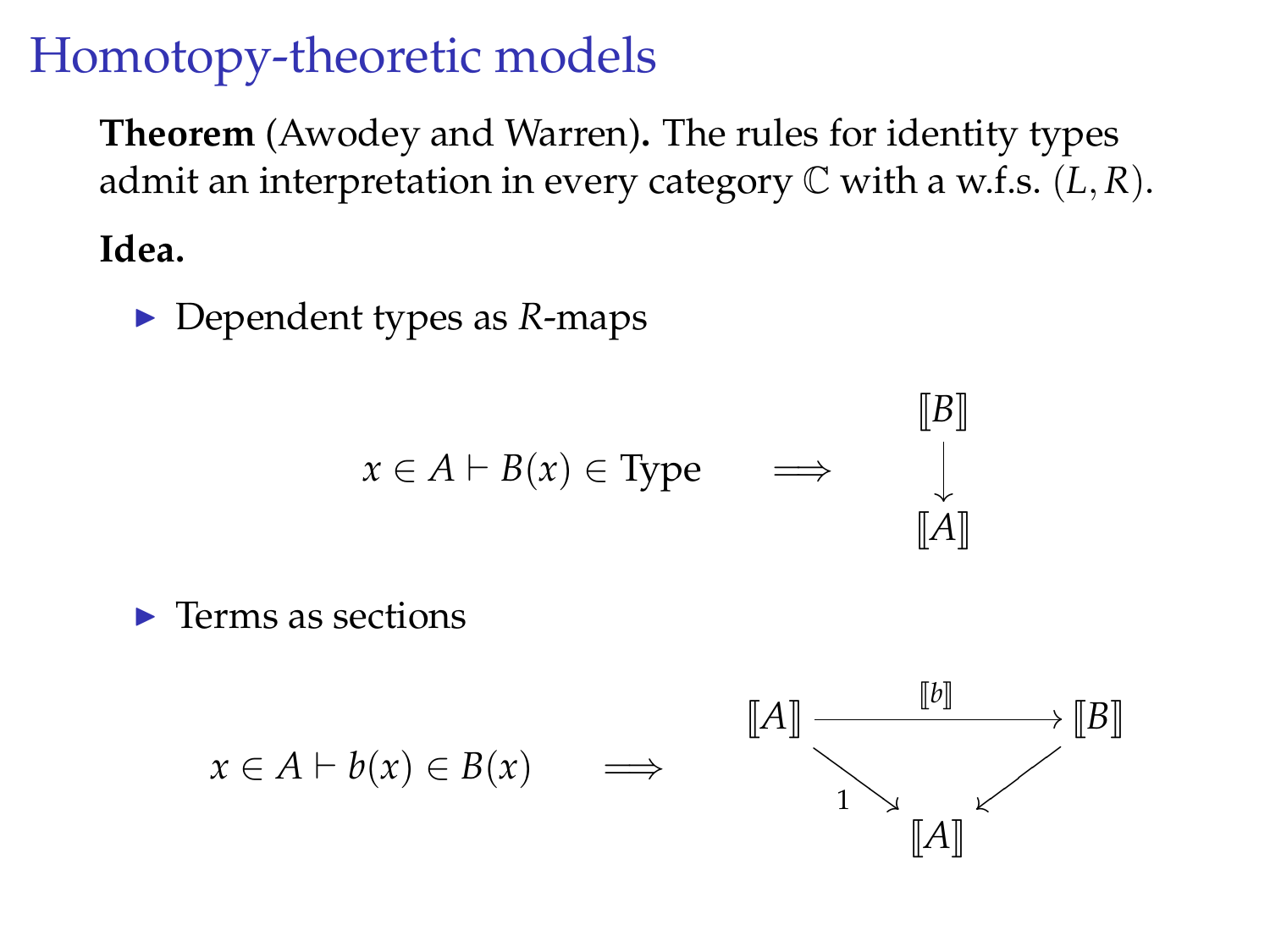# Homotopy-theoretic models

**Theorem** (Awodey and Warren)**.** The rules for identity types admit an interpretation in every category $\mathbb{C}$ with a w.f.s. $(L, R)$.

**Idea.**

- Dependent types as $R$-maps

$$x \in A \vdash B(x) \in \mathrm{Type} \quad \Longrightarrow \quad \begin{array}{c} [\![B]\!] \\ \downarrow \\ [\![A]\!] \end{array}$$

- Terms as sections

$$x \in A \vdash b(x) \in B(x) \quad \Longrightarrow \quad \begin{array}{ccc} [\![A]\!] & \xrightarrow{[\![b]\!]} & [\![B]\!] \\ & {}_{1}\searrow \quad \swarrow & \\ & [\![A]\!] & \end{array}$$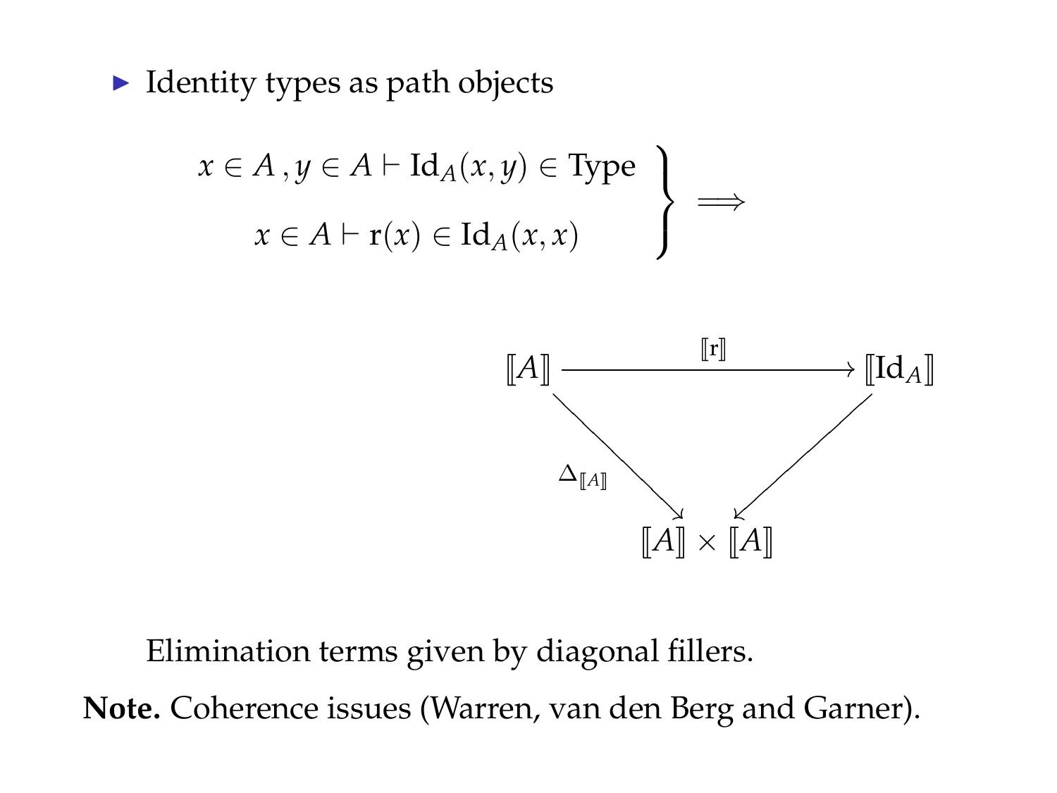- Identity types as path objects

$$\left.\begin{array}{c} x \in A\,, y \in A \vdash \mathrm{Id}_A(x,y) \in \mathrm{Type} \\ x \in A \vdash \mathrm{r}(x) \in \mathrm{Id}_A(x,x) \end{array}\right\} \Longrightarrow$$

$$\begin{array}{ccc} [\![A]\!] & \xrightarrow{[\![\mathrm{r}]\!]} & [\![\mathrm{Id}_A]\!] \\ & {\scriptstyle \Delta_{[\![A]\!]}} \searrow \quad \swarrow & \\ & [\![A]\!] \times [\![A]\!] & \end{array}$$

Elimination terms given by diagonal fillers.

**Note.** Coherence issues (Warren, van den Berg and Garner).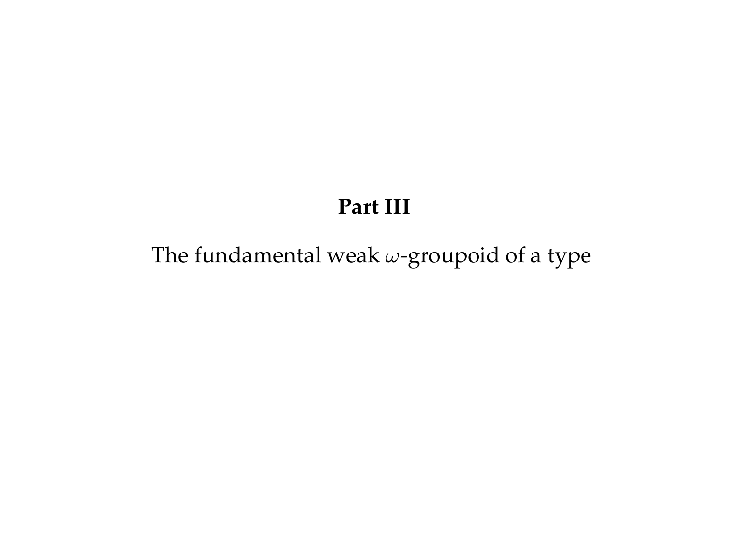# Part III

The fundamental weak $\omega$-groupoid of a type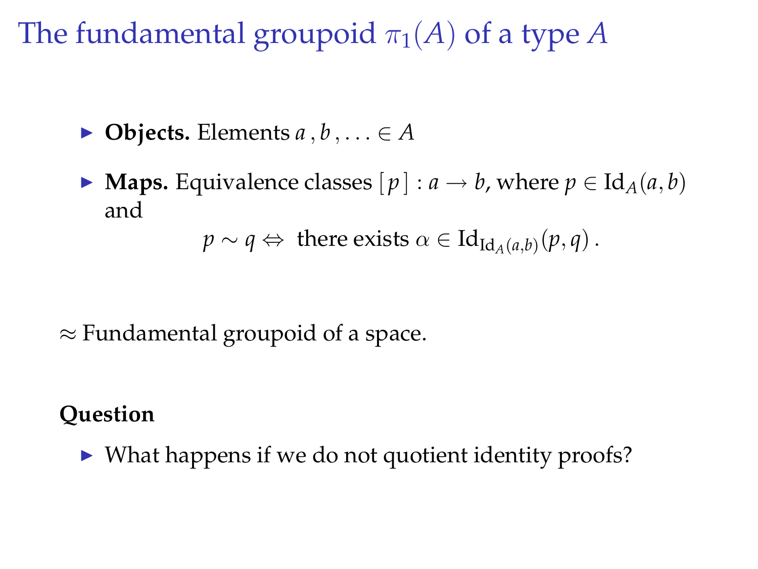# The fundamental groupoid $\pi_1(A)$ of a type $A$

- **Objects.** Elements $a\,, b\,, \ldots \in A$
- **Maps.** Equivalence classes $[\,p\,] : a \to b$, where $p \in \mathrm{Id}_A(a, b)$ and

$$p \sim q \Leftrightarrow \text{ there exists } \alpha \in \mathrm{Id}_{\mathrm{Id}_A(a,b)}(p, q)\,.$$

$\approx$ Fundamental groupoid of a space.

**Question**

- What happens if we do not quotient identity proofs?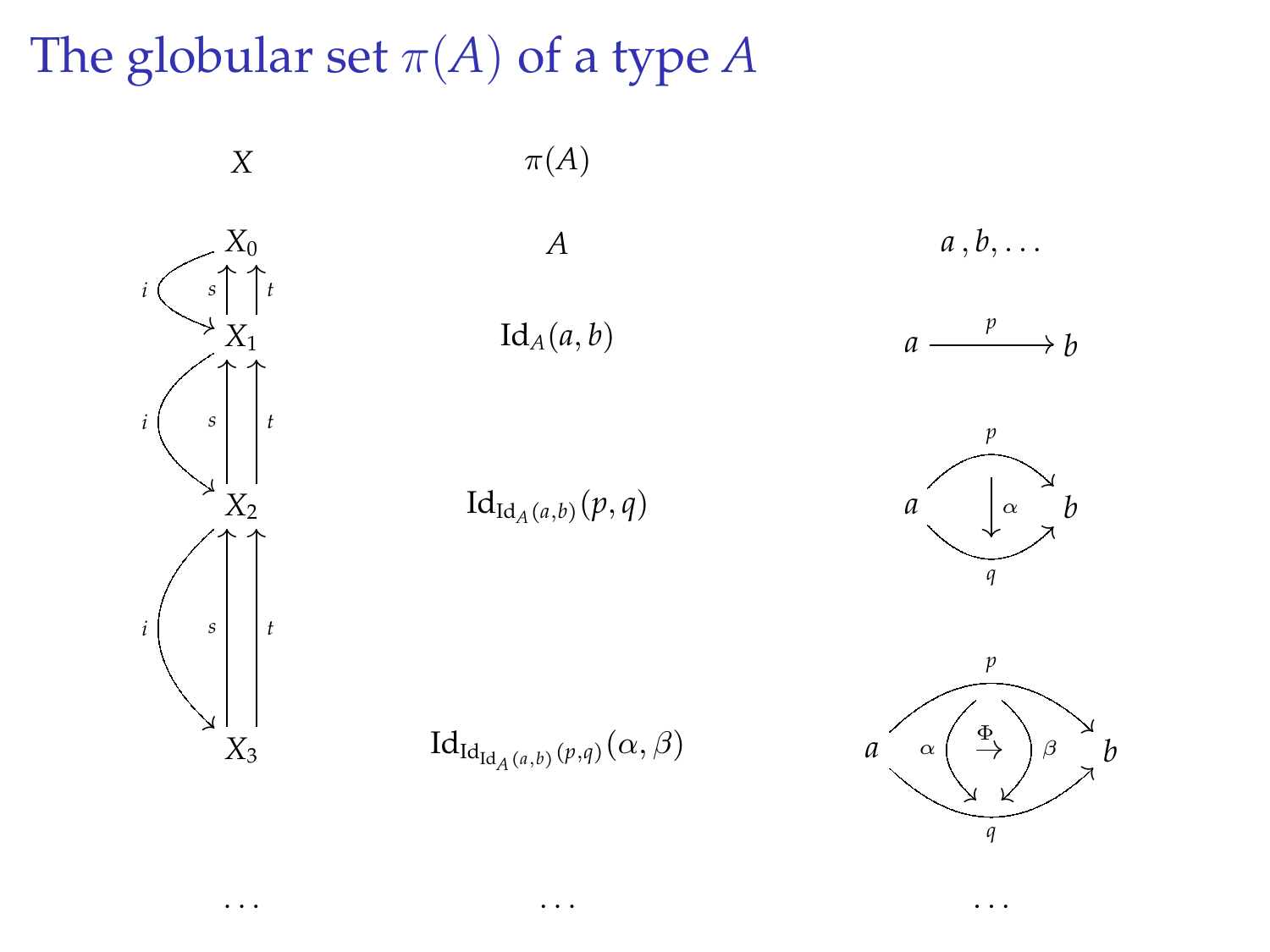# The globular set $\pi(A)$ of a type $A$

| $X$ | $\pi(A)$ | |
|---|---|---|
| $X_0$ | $A$ | $a, b, \ldots$ |
| $X_1$ | $\mathrm{Id}_A(a,b)$ | $a \xrightarrow{p} b$ |
| $X_2$ | $\mathrm{Id}_{\mathrm{Id}_A(a,b)}(p,q)$ | $\alpha : p \Rightarrow q$ |
| $X_3$ | $\mathrm{Id}_{\mathrm{Id}_{\mathrm{Id}_A(a,b)}(p,q)}(\alpha,\beta)$ | $\Phi : \alpha \to \beta$ |
| $\ldots$ | $\ldots$ | $\ldots$ |

Maps between levels: $s, t : X_{n+1} \to X_n$ and $i : X_n \to X_{n+1}$.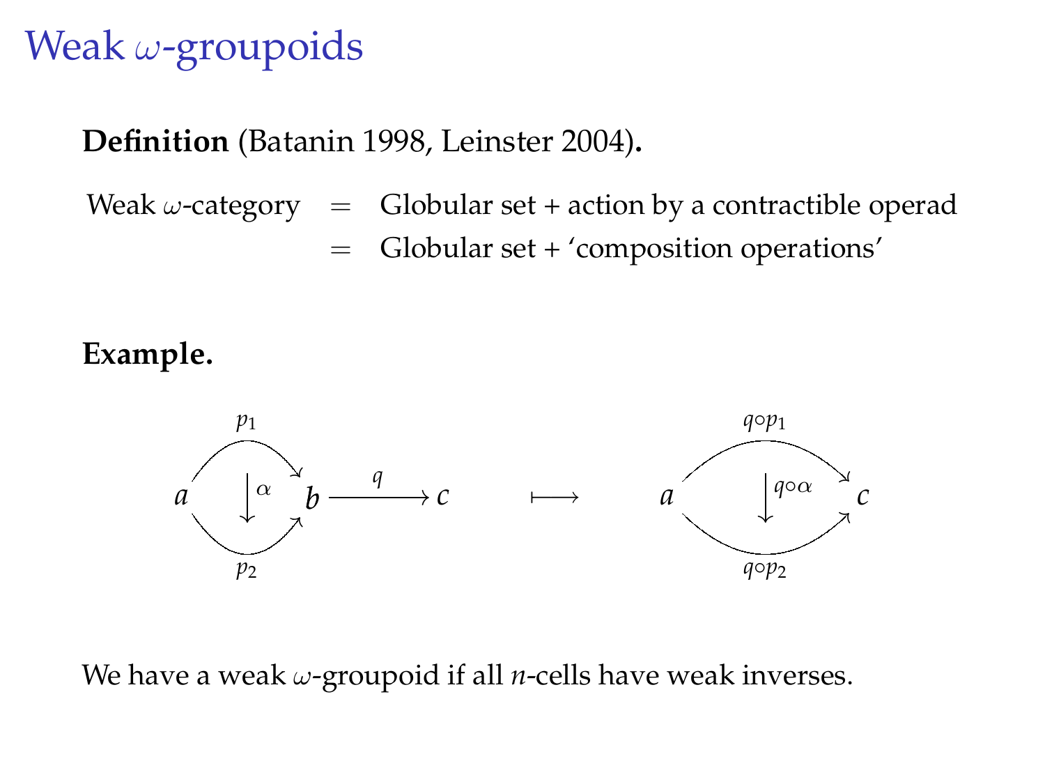# Weak $\omega$-groupoids

**Definition** (Batanin 1998, Leinster 2004)**.**

$$
\begin{aligned}
\text{Weak } \omega\text{-category} \quad &= \quad \text{Globular set + action by a contractible operad} \\
&= \quad \text{Globular set + ‘composition operations’}
\end{aligned}
$$

**Example.**

$$
\left( a \underset{p_2}{\overset{p_1}{\rightrightarrows}} b \xrightarrow{q} c, \quad \alpha : p_1 \Rightarrow p_2 \right) \longmapsto \left( a \underset{q \circ p_2}{\overset{q \circ p_1}{\rightrightarrows}} c, \quad q \circ \alpha : q \circ p_1 \Rightarrow q \circ p_2 \right)
$$

We have a weak $\omega$-groupoid if all $n$-cells have weak inverses.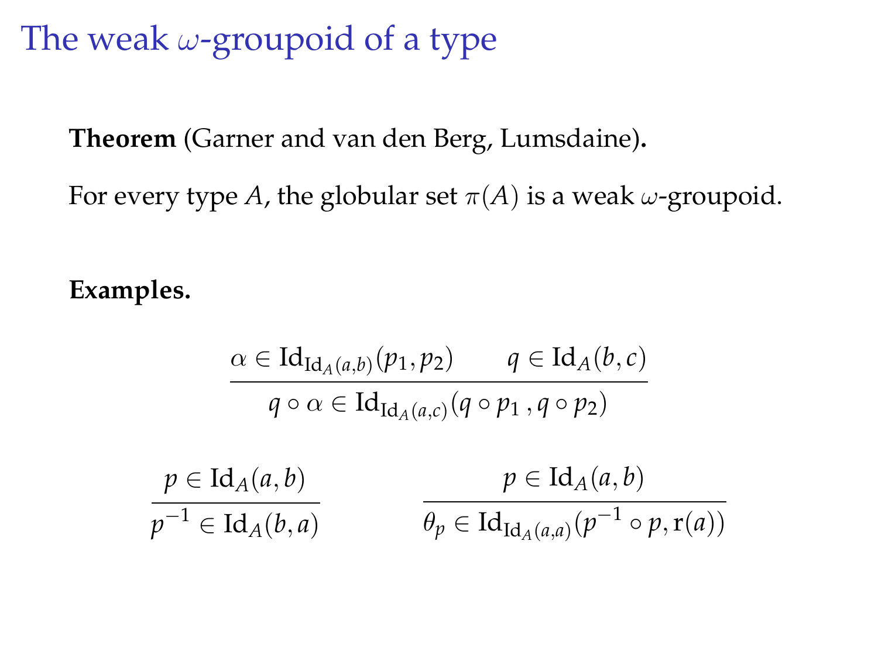# The weak $\omega$-groupoid of a type

**Theorem** (Garner and van den Berg, Lumsdaine)**.**

For every type $A$, the globular set $\pi(A)$ is a weak $\omega$-groupoid.

**Examples.**

$$\frac{\alpha \in \mathrm{Id}_{\mathrm{Id}_A(a,b)}(p_1, p_2) \qquad q \in \mathrm{Id}_A(b,c)}{q \circ \alpha \in \mathrm{Id}_{\mathrm{Id}_A(a,c)}(q \circ p_1 \, , q \circ p_2)}$$

$$\frac{p \in \mathrm{Id}_A(a,b)}{p^{-1} \in \mathrm{Id}_A(b,a)} \qquad\qquad \frac{p \in \mathrm{Id}_A(a,b)}{\theta_p \in \mathrm{Id}_{\mathrm{Id}_A(a,a)}(p^{-1} \circ p, \mathrm{r}(a))}$$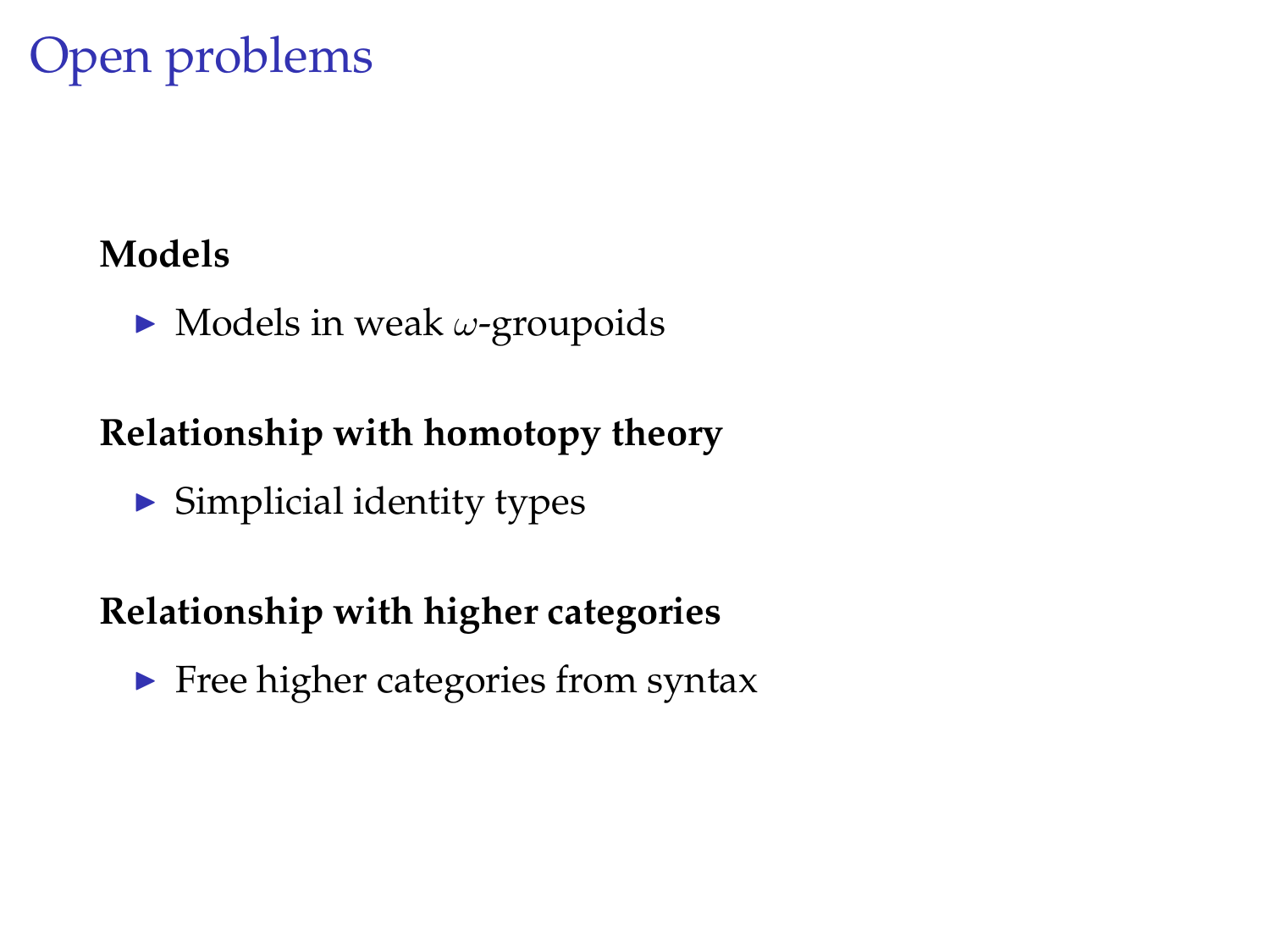# Open problems

**Models**

- Models in weak $\omega$-groupoids

**Relationship with homotopy theory**

- Simplicial identity types

**Relationship with higher categories**

- Free higher categories from syntax